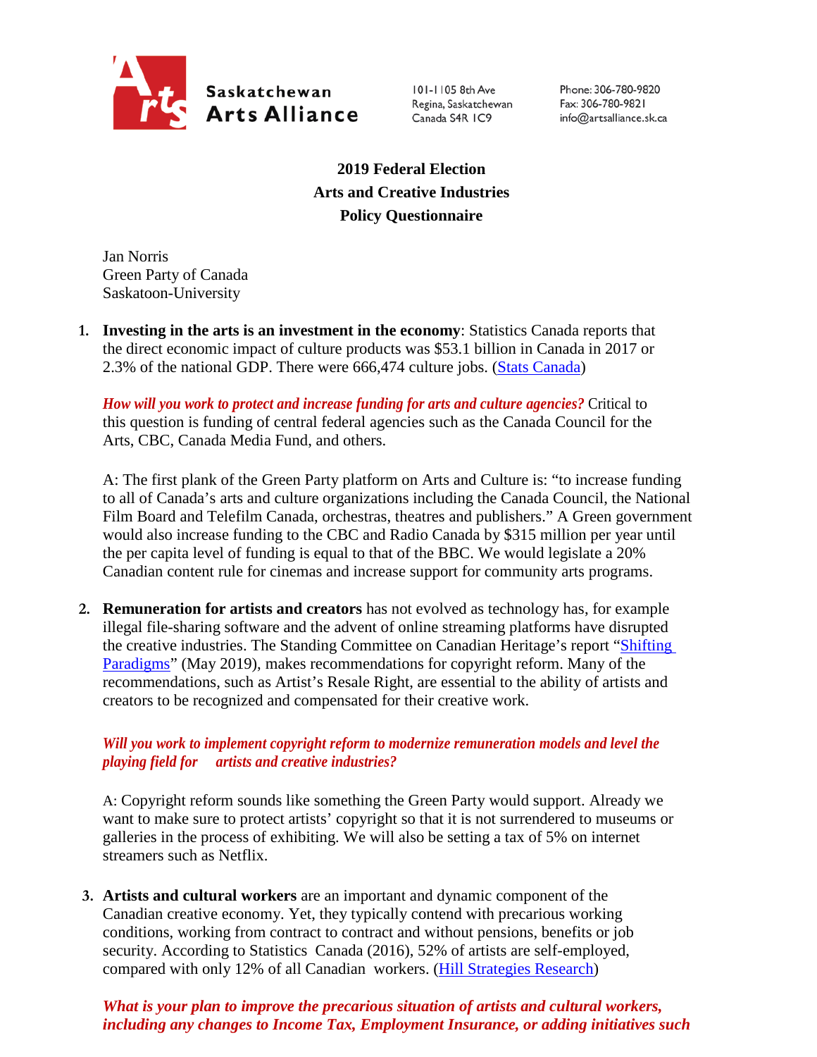Saskatchewan Arts Alliance

101-1105 8th Ave
Regina, Saskatchewan
Canada S4R 1C9

Phone: 306-780-9820
Fax: 306-780-9821
info@artsalliance.sk.ca

# 2019 Federal Election
# Arts and Creative Industries
# Policy Questionnaire

Jan Norris
Green Party of Canada
Saskatoon-University

1. **Investing in the arts is an investment in the economy**: Statistics Canada reports that the direct economic impact of culture products was $53.1 billion in Canada in 2017 or 2.3% of the national GDP. There were 666,474 culture jobs. ([Stats Canada](Stats Canada))

   ***How will you work to protect and increase funding for arts and culture agencies?*** Critical to this question is funding of central federal agencies such as the Canada Council for the Arts, CBC, Canada Media Fund, and others.

   A: The first plank of the Green Party platform on Arts and Culture is: "to increase funding to all of Canada's arts and culture organizations including the Canada Council, the National Film Board and Telefilm Canada, orchestras, theatres and publishers." A Green government would also increase funding to the CBC and Radio Canada by $315 million per year until the per capita level of funding is equal to that of the BBC. We would legislate a 20% Canadian content rule for cinemas and increase support for community arts programs.

2. **Remuneration for artists and creators** has not evolved as technology has, for example illegal file-sharing software and the advent of online streaming platforms have disrupted the creative industries. The Standing Committee on Canadian Heritage's report "[Shifting Paradigms](Shifting Paradigms)" (May 2019), makes recommendations for copyright reform. Many of the recommendations, such as Artist's Resale Right, are essential to the ability of artists and creators to be recognized and compensated for their creative work.

   ***Will you work to implement copyright reform to modernize remuneration models and level the playing field for artists and creative industries?***

   A: Copyright reform sounds like something the Green Party would support. Already we want to make sure to protect artists' copyright so that it is not surrendered to museums or galleries in the process of exhibiting. We will also be setting a tax of 5% on internet streamers such as Netflix.

3. **Artists and cultural workers** are an important and dynamic component of the Canadian creative economy. Yet, they typically contend with precarious working conditions, working from contract to contract and without pensions, benefits or job security. According to Statistics Canada (2016), 52% of artists are self-employed, compared with only 12% of all Canadian workers. ([Hill Strategies Research](Hill Strategies Research))

   ***What is your plan to improve the precarious situation of artists and cultural workers, including any changes to Income Tax, Employment Insurance, or adding initiatives such***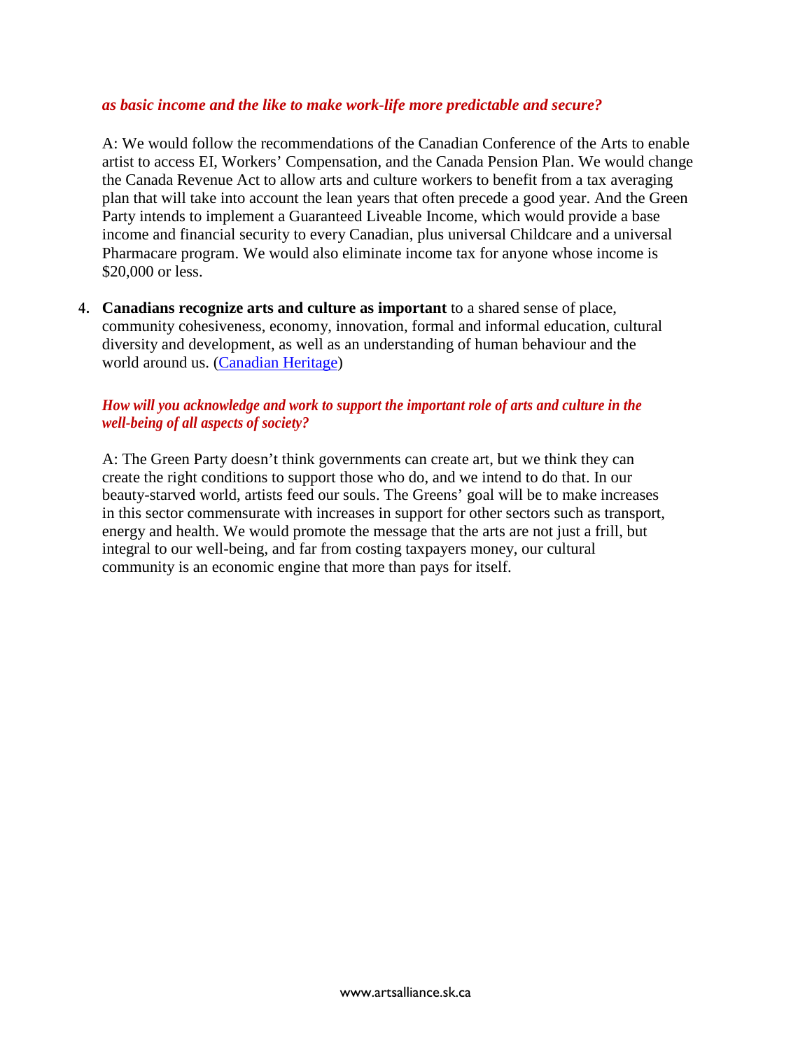***as basic income and the like to make work-life more predictable and secure?***

A: We would follow the recommendations of the Canadian Conference of the Arts to enable artist to access EI, Workers' Compensation, and the Canada Pension Plan. We would change the Canada Revenue Act to allow arts and culture workers to benefit from a tax averaging plan that will take into account the lean years that often precede a good year. And the Green Party intends to implement a Guaranteed Liveable Income, which would provide a base income and financial security to every Canadian, plus universal Childcare and a universal Pharmacare program. We would also eliminate income tax for anyone whose income is $20,000 or less.

4. **Canadians recognize arts and culture as important** to a shared sense of place, community cohesiveness, economy, innovation, formal and informal education, cultural diversity and development, as well as an understanding of human behaviour and the world around us. (Canadian Heritage)

   ***How will you acknowledge and work to support the important role of arts and culture in the well-being of all aspects of society?***

   A: The Green Party doesn't think governments can create art, but we think they can create the right conditions to support those who do, and we intend to do that. In our beauty-starved world, artists feed our souls. The Greens' goal will be to make increases in this sector commensurate with increases in support for other sectors such as transport, energy and health. We would promote the message that the arts are not just a frill, but integral to our well-being, and far from costing taxpayers money, our cultural community is an economic engine that more than pays for itself.